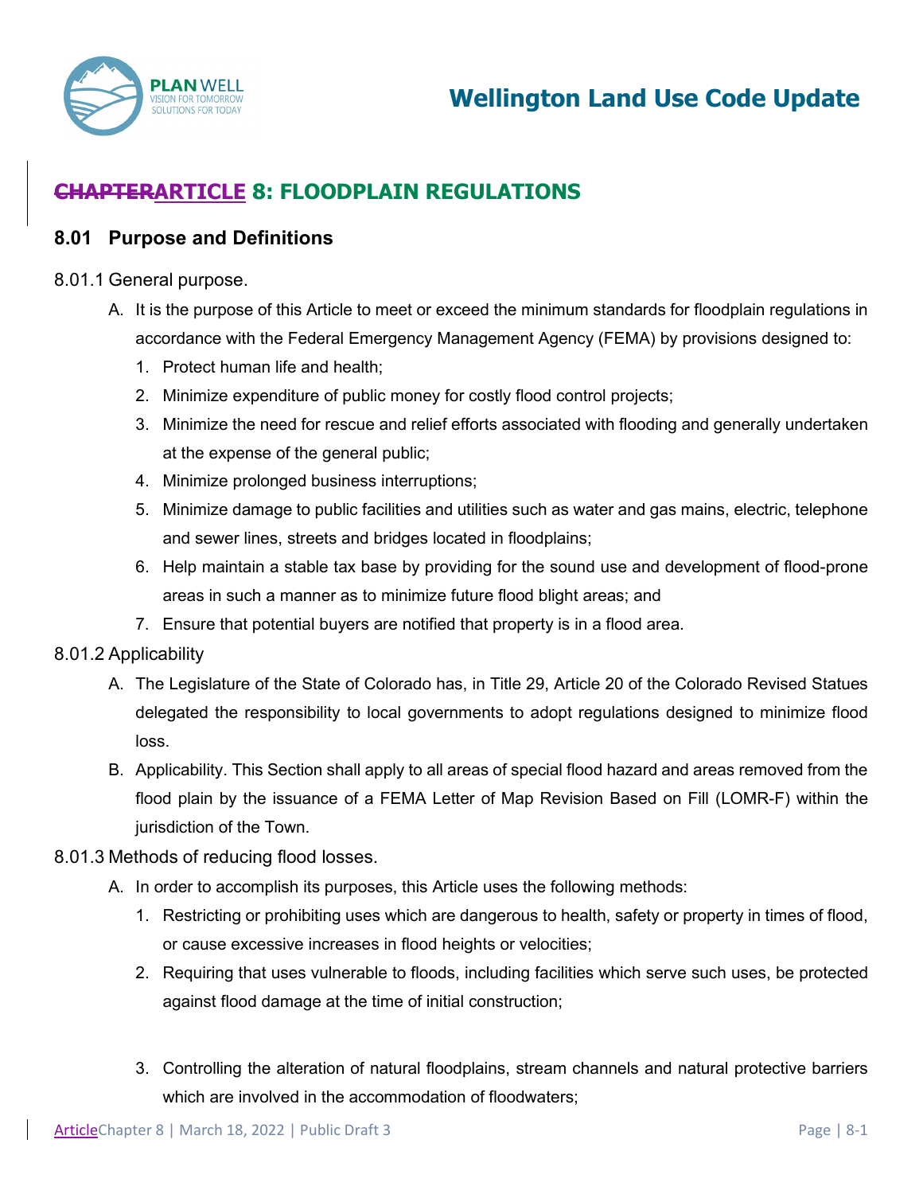# ~~CHAPTER~~ARTICLE 8: FLOODPLAIN REGULATIONS

## 8.01 Purpose and Definitions

8.01.1 General purpose.

A. It is the purpose of this Article to meet or exceed the minimum standards for floodplain regulations in accordance with the Federal Emergency Management Agency (FEMA) by provisions designed to:

1. Protect human life and health;
2. Minimize expenditure of public money for costly flood control projects;
3. Minimize the need for rescue and relief efforts associated with flooding and generally undertaken at the expense of the general public;
4. Minimize prolonged business interruptions;
5. Minimize damage to public facilities and utilities such as water and gas mains, electric, telephone and sewer lines, streets and bridges located in floodplains;
6. Help maintain a stable tax base by providing for the sound use and development of flood-prone areas in such a manner as to minimize future flood blight areas; and
7. Ensure that potential buyers are notified that property is in a flood area.

8.01.2 Applicability

A. The Legislature of the State of Colorado has, in Title 29, Article 20 of the Colorado Revised Statues delegated the responsibility to local governments to adopt regulations designed to minimize flood loss.

B. Applicability. This Section shall apply to all areas of special flood hazard and areas removed from the flood plain by the issuance of a FEMA Letter of Map Revision Based on Fill (LOMR-F) within the jurisdiction of the Town.

8.01.3 Methods of reducing flood losses.

A. In order to accomplish its purposes, this Article uses the following methods:

1. Restricting or prohibiting uses which are dangerous to health, safety or property in times of flood, or cause excessive increases in flood heights or velocities;
2. Requiring that uses vulnerable to floods, including facilities which serve such uses, be protected against flood damage at the time of initial construction;
3. Controlling the alteration of natural floodplains, stream channels and natural protective barriers which are involved in the accommodation of floodwaters;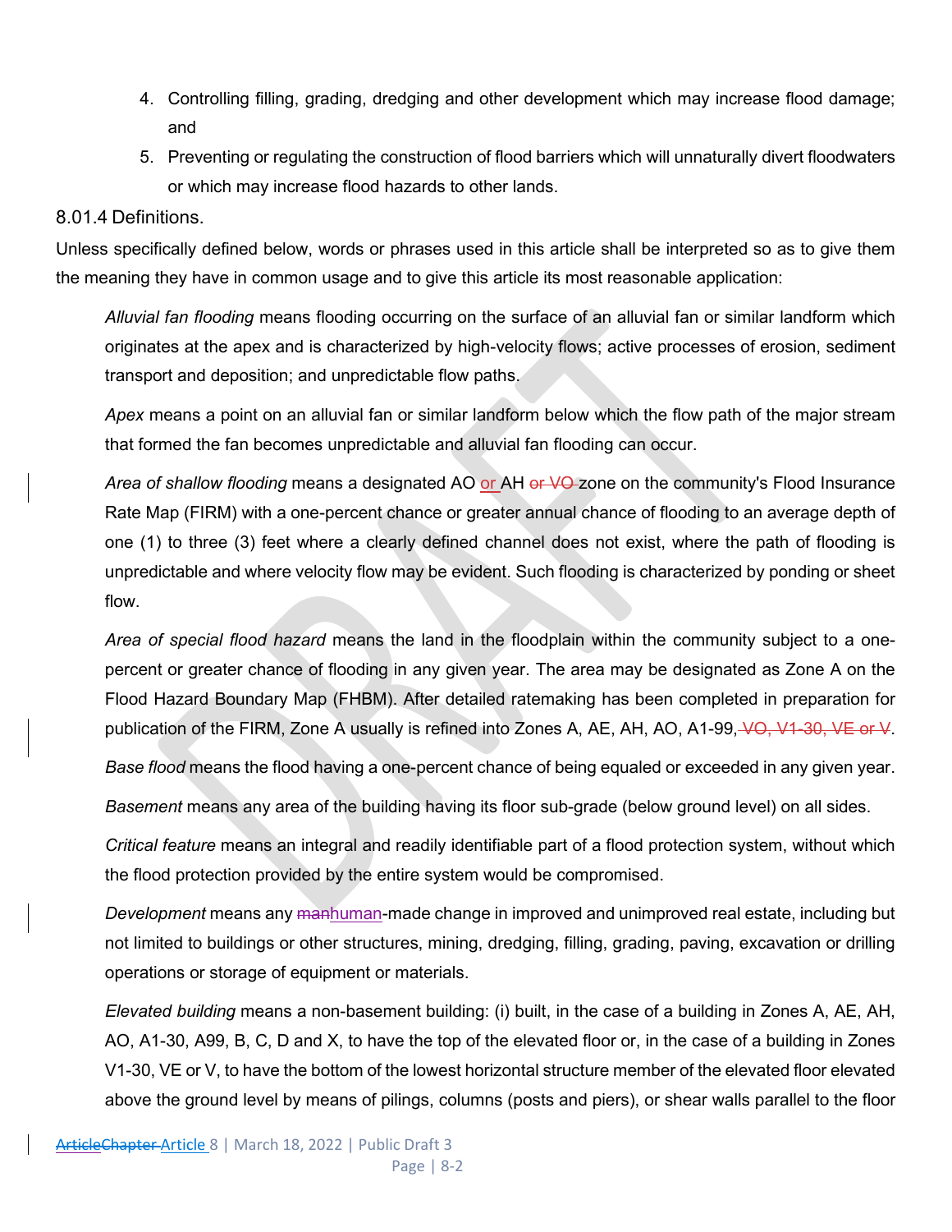4. Controlling filling, grading, dredging and other development which may increase flood damage; and
5. Preventing or regulating the construction of flood barriers which will unnaturally divert floodwaters or which may increase flood hazards to other lands.

### 8.01.4 Definitions.

Unless specifically defined below, words or phrases used in this article shall be interpreted so as to give them the meaning they have in common usage and to give this article its most reasonable application:

> *Alluvial fan flooding* means flooding occurring on the surface of an alluvial fan or similar landform which originates at the apex and is characterized by high-velocity flows; active processes of erosion, sediment transport and deposition; and unpredictable flow paths.
>
> *Apex* means a point on an alluvial fan or similar landform below which the flow path of the major stream that formed the fan becomes unpredictable and alluvial fan flooding can occur.
>
> *Area of shallow flooding* means a designated AO or AH ~~or VO~~ zone on the community's Flood Insurance Rate Map (FIRM) with a one-percent chance or greater annual chance of flooding to an average depth of one (1) to three (3) feet where a clearly defined channel does not exist, where the path of flooding is unpredictable and where velocity flow may be evident. Such flooding is characterized by ponding or sheet flow.
>
> *Area of special flood hazard* means the land in the floodplain within the community subject to a one-percent or greater chance of flooding in any given year. The area may be designated as Zone A on the Flood Hazard Boundary Map (FHBM). After detailed ratemaking has been completed in preparation for publication of the FIRM, Zone A usually is refined into Zones A, AE, AH, AO, A1-99~~, VO, V1-30, VE or V~~.
>
> *Base flood* means the flood having a one-percent chance of being equaled or exceeded in any given year.
>
> *Basement* means any area of the building having its floor sub-grade (below ground level) on all sides.
>
> *Critical feature* means an integral and readily identifiable part of a flood protection system, without which the flood protection provided by the entire system would be compromised.
>
> *Development* means any ~~man~~human-made change in improved and unimproved real estate, including but not limited to buildings or other structures, mining, dredging, filling, grading, paving, excavation or drilling operations or storage of equipment or materials.
>
> *Elevated building* means a non-basement building: (i) built, in the case of a building in Zones A, AE, AH, AO, A1-30, A99, B, C, D and X, to have the top of the elevated floor or, in the case of a building in Zones V1-30, VE or V, to have the bottom of the lowest horizontal structure member of the elevated floor elevated above the ground level by means of pilings, columns (posts and piers), or shear walls parallel to the floor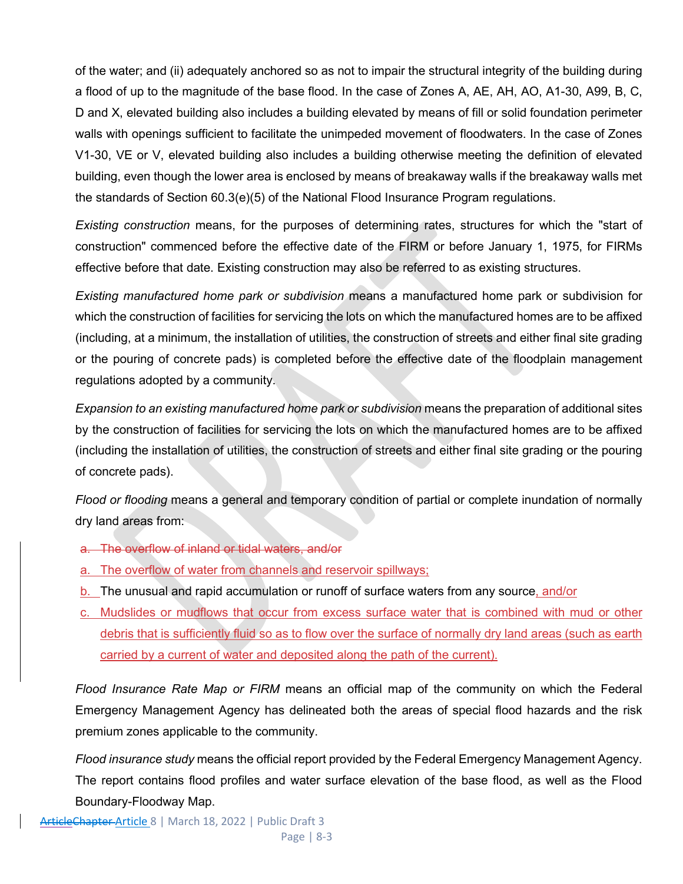of the water; and (ii) adequately anchored so as not to impair the structural integrity of the building during a flood of up to the magnitude of the base flood. In the case of Zones A, AE, AH, AO, A1-30, A99, B, C, D and X, elevated building also includes a building elevated by means of fill or solid foundation perimeter walls with openings sufficient to facilitate the unimpeded movement of floodwaters. In the case of Zones V1-30, VE or V, elevated building also includes a building otherwise meeting the definition of elevated building, even though the lower area is enclosed by means of breakaway walls if the breakaway walls met the standards of Section 60.3(e)(5) of the National Flood Insurance Program regulations.

*Existing construction* means, for the purposes of determining rates, structures for which the "start of construction" commenced before the effective date of the FIRM or before January 1, 1975, for FIRMs effective before that date. Existing construction may also be referred to as existing structures.

*Existing manufactured home park or subdivision* means a manufactured home park or subdivision for which the construction of facilities for servicing the lots on which the manufactured homes are to be affixed (including, at a minimum, the installation of utilities, the construction of streets and either final site grading or the pouring of concrete pads) is completed before the effective date of the floodplain management regulations adopted by a community.

*Expansion to an existing manufactured home park or subdivision* means the preparation of additional sites by the construction of facilities for servicing the lots on which the manufactured homes are to be affixed (including the installation of utilities, the construction of streets and either final site grading or the pouring of concrete pads).

*Flood or flooding* means a general and temporary condition of partial or complete inundation of normally dry land areas from:

- ~~a. The overflow of inland or tidal waters, and/or~~
- a. The overflow of water from channels and reservoir spillways;
- b. The unusual and rapid accumulation or runoff of surface waters from any source, and/or
- c. Mudslides or mudflows that occur from excess surface water that is combined with mud or other debris that is sufficiently fluid so as to flow over the surface of normally dry land areas (such as earth carried by a current of water and deposited along the path of the current).

*Flood Insurance Rate Map or FIRM* means an official map of the community on which the Federal Emergency Management Agency has delineated both the areas of special flood hazards and the risk premium zones applicable to the community.

*Flood insurance study* means the official report provided by the Federal Emergency Management Agency. The report contains flood profiles and water surface elevation of the base flood, as well as the Flood Boundary-Floodway Map.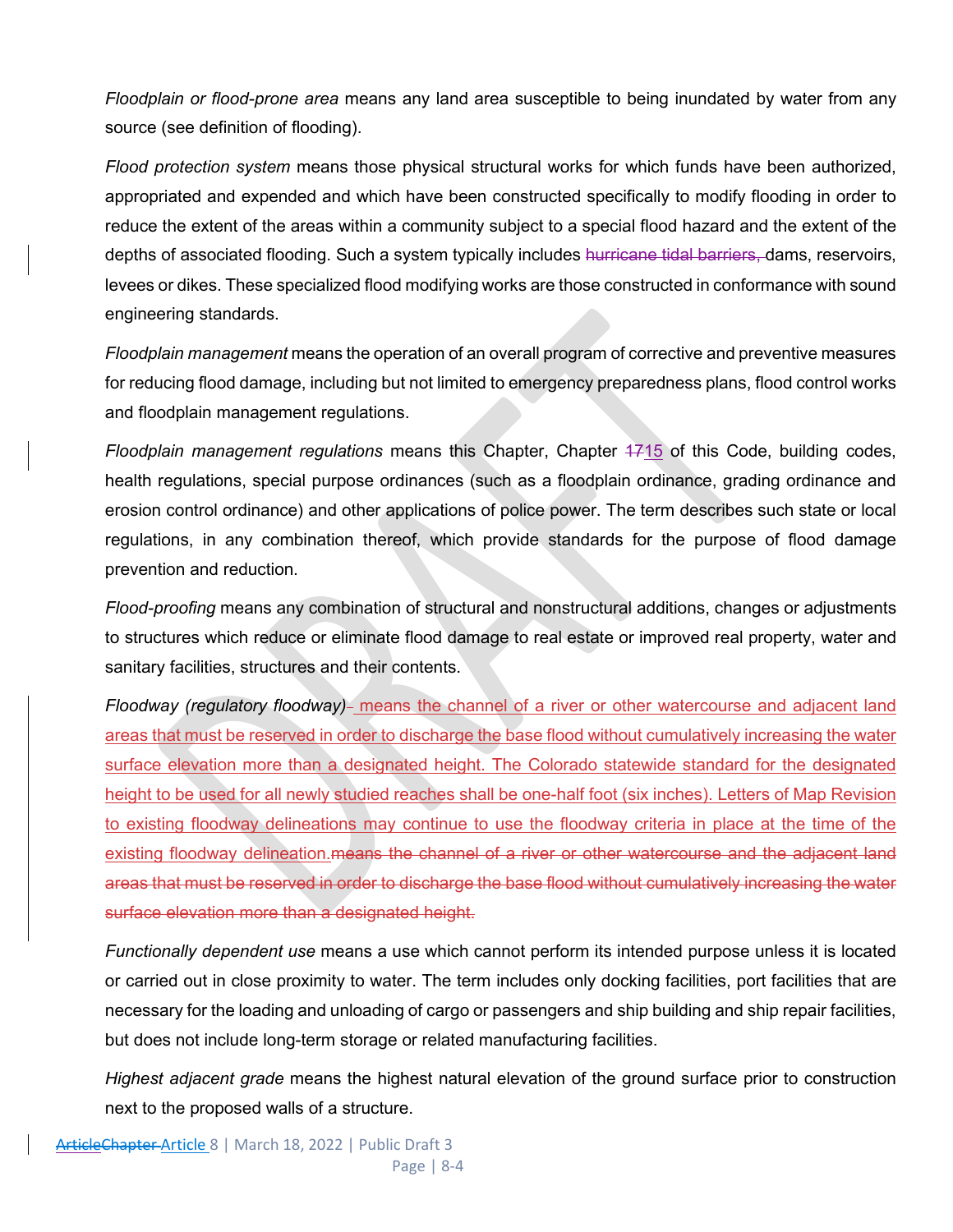*Floodplain or flood-prone area* means any land area susceptible to being inundated by water from any source (see definition of flooding).

*Flood protection system* means those physical structural works for which funds have been authorized, appropriated and expended and which have been constructed specifically to modify flooding in order to reduce the extent of the areas within a community subject to a special flood hazard and the extent of the depths of associated flooding. Such a system typically includes ~~hurricane tidal barriers,~~ dams, reservoirs, levees or dikes. These specialized flood modifying works are those constructed in conformance with sound engineering standards.

*Floodplain management* means the operation of an overall program of corrective and preventive measures for reducing flood damage, including but not limited to emergency preparedness plans, flood control works and floodplain management regulations.

*Floodplain management regulations* means this Chapter, Chapter ~~17~~15 of this Code, building codes, health regulations, special purpose ordinances (such as a floodplain ordinance, grading ordinance and erosion control ordinance) and other applications of police power. The term describes such state or local regulations, in any combination thereof, which provide standards for the purpose of flood damage prevention and reduction.

*Flood-proofing* means any combination of structural and nonstructural additions, changes or adjustments to structures which reduce or eliminate flood damage to real estate or improved real property, water and sanitary facilities, structures and their contents.

*Floodway (regulatory floodway)* means the channel of a river or other watercourse and adjacent land areas that must be reserved in order to discharge the base flood without cumulatively increasing the water surface elevation more than a designated height. The Colorado statewide standard for the designated height to be used for all newly studied reaches shall be one-half foot (six inches). Letters of Map Revision to existing floodway delineations may continue to use the floodway criteria in place at the time of the existing floodway delineation.~~means the channel of a river or other watercourse and the adjacent land areas that must be reserved in order to discharge the base flood without cumulatively increasing the water surface elevation more than a designated height.~~

*Functionally dependent use* means a use which cannot perform its intended purpose unless it is located or carried out in close proximity to water. The term includes only docking facilities, port facilities that are necessary for the loading and unloading of cargo or passengers and ship building and ship repair facilities, but does not include long-term storage or related manufacturing facilities.

*Highest adjacent grade* means the highest natural elevation of the ground surface prior to construction next to the proposed walls of a structure.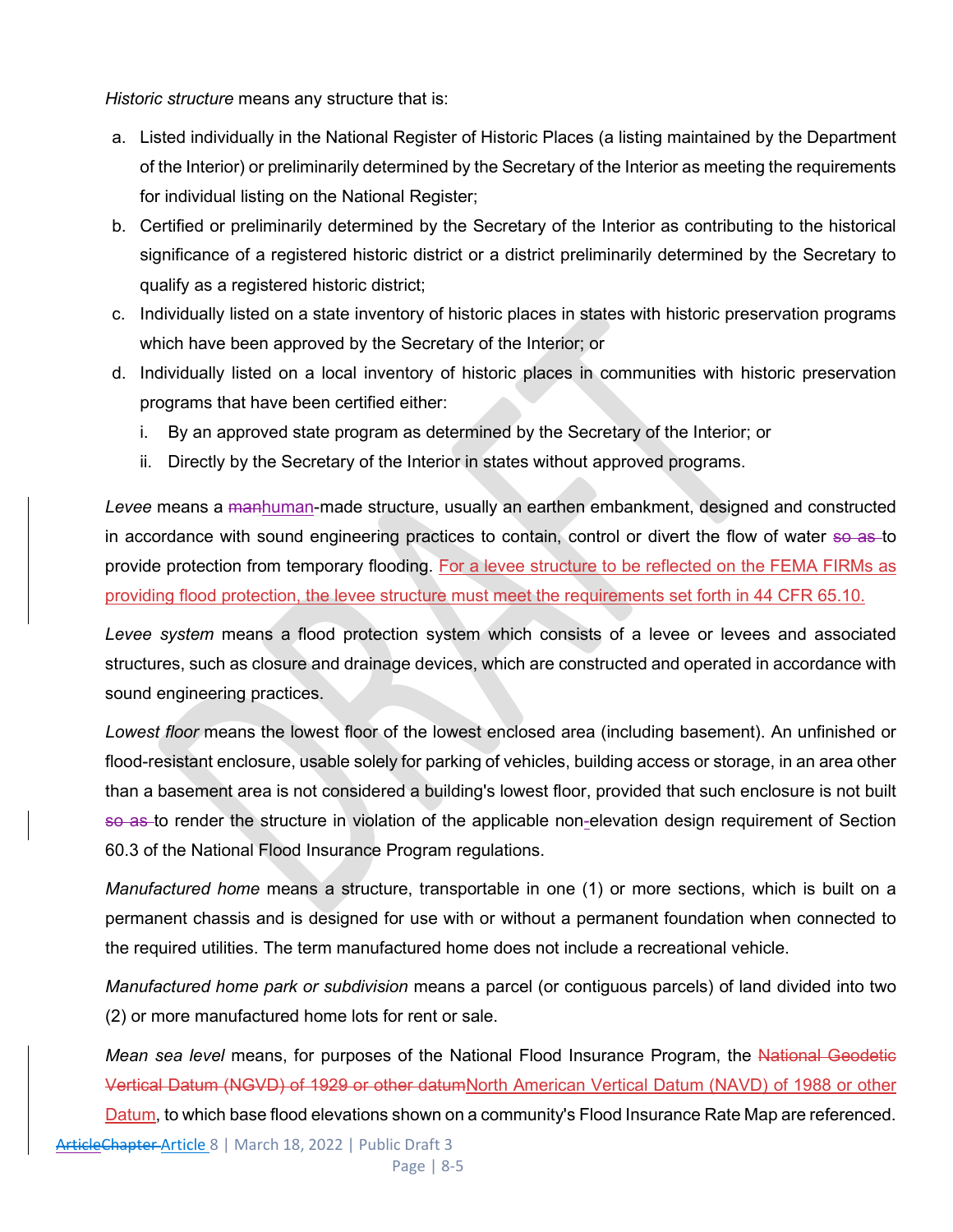*Historic structure* means any structure that is:

a. Listed individually in the National Register of Historic Places (a listing maintained by the Department of the Interior) or preliminarily determined by the Secretary of the Interior as meeting the requirements for individual listing on the National Register;
b. Certified or preliminarily determined by the Secretary of the Interior as contributing to the historical significance of a registered historic district or a district preliminarily determined by the Secretary to qualify as a registered historic district;
c. Individually listed on a state inventory of historic places in states with historic preservation programs which have been approved by the Secretary of the Interior; or
d. Individually listed on a local inventory of historic places in communities with historic preservation programs that have been certified either:
   i. By an approved state program as determined by the Secretary of the Interior; or
   ii. Directly by the Secretary of the Interior in states without approved programs.

*Levee* means a ~~man~~human-made structure, usually an earthen embankment, designed and constructed in accordance with sound engineering practices to contain, control or divert the flow of water ~~so as~~ to provide protection from temporary flooding. For a levee structure to be reflected on the FEMA FIRMs as providing flood protection, the levee structure must meet the requirements set forth in 44 CFR 65.10.

*Levee system* means a flood protection system which consists of a levee or levees and associated structures, such as closure and drainage devices, which are constructed and operated in accordance with sound engineering practices.

*Lowest floor* means the lowest floor of the lowest enclosed area (including basement). An unfinished or flood-resistant enclosure, usable solely for parking of vehicles, building access or storage, in an area other than a basement area is not considered a building's lowest floor, provided that such enclosure is not built ~~so as~~ to render the structure in violation of the applicable non-elevation design requirement of Section 60.3 of the National Flood Insurance Program regulations.

*Manufactured home* means a structure, transportable in one (1) or more sections, which is built on a permanent chassis and is designed for use with or without a permanent foundation when connected to the required utilities. The term manufactured home does not include a recreational vehicle.

*Manufactured home park or subdivision* means a parcel (or contiguous parcels) of land divided into two (2) or more manufactured home lots for rent or sale.

*Mean sea level* means, for purposes of the National Flood Insurance Program, the ~~National Geodetic Vertical Datum (NGVD) of 1929 or other datum~~North American Vertical Datum (NAVD) of 1988 or other Datum, to which base flood elevations shown on a community's Flood Insurance Rate Map are referenced.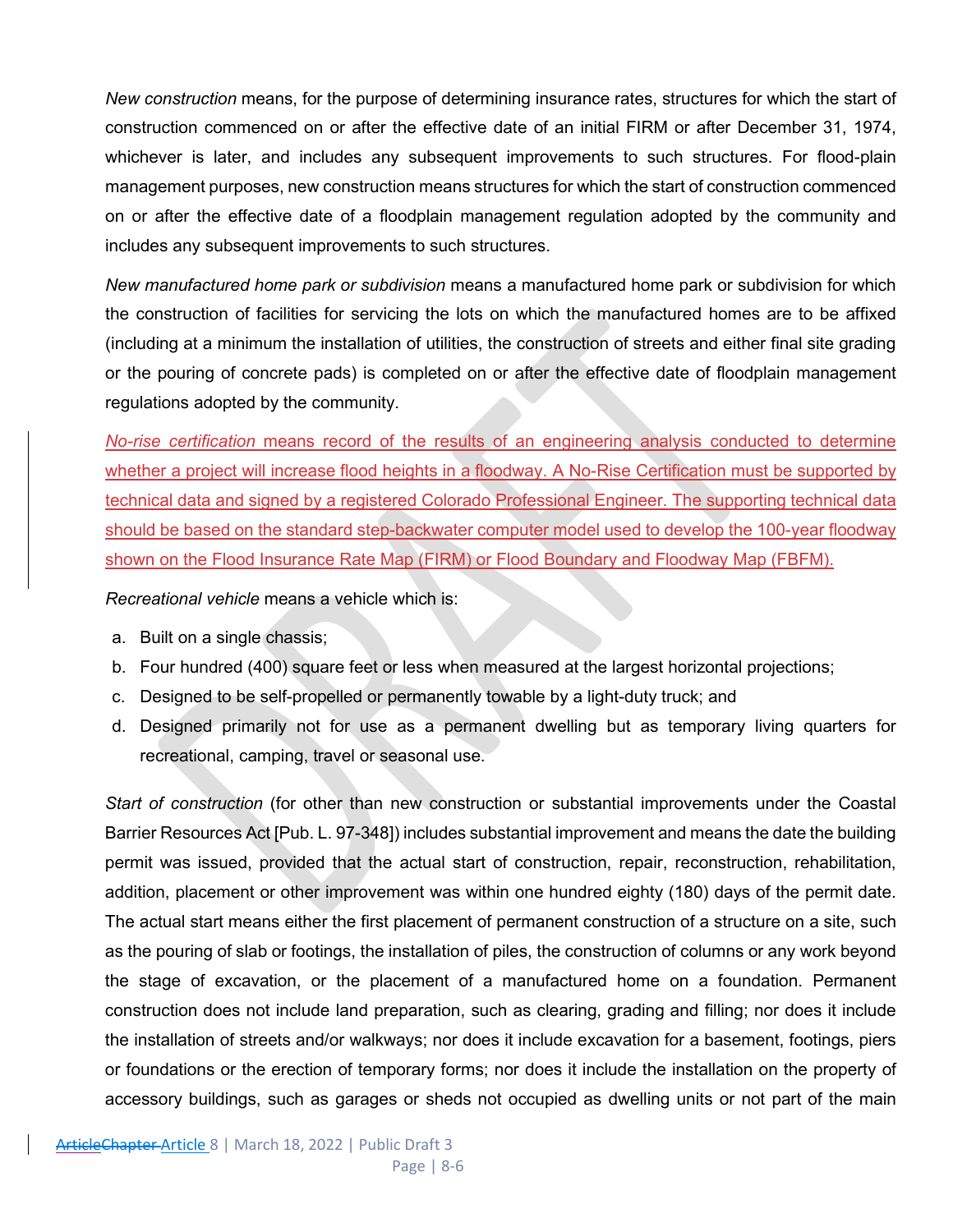*New construction* means, for the purpose of determining insurance rates, structures for which the start of construction commenced on or after the effective date of an initial FIRM or after December 31, 1974, whichever is later, and includes any subsequent improvements to such structures. For flood-plain management purposes, new construction means structures for which the start of construction commenced on or after the effective date of a floodplain management regulation adopted by the community and includes any subsequent improvements to such structures.

*New manufactured home park or subdivision* means a manufactured home park or subdivision for which the construction of facilities for servicing the lots on which the manufactured homes are to be affixed (including at a minimum the installation of utilities, the construction of streets and either final site grading or the pouring of concrete pads) is completed on or after the effective date of floodplain management regulations adopted by the community.

*No-rise certification* means record of the results of an engineering analysis conducted to determine whether a project will increase flood heights in a floodway. A No-Rise Certification must be supported by technical data and signed by a registered Colorado Professional Engineer. The supporting technical data should be based on the standard step-backwater computer model used to develop the 100-year floodway shown on the Flood Insurance Rate Map (FIRM) or Flood Boundary and Floodway Map (FBFM).

*Recreational vehicle* means a vehicle which is:

a. Built on a single chassis;
b. Four hundred (400) square feet or less when measured at the largest horizontal projections;
c. Designed to be self-propelled or permanently towable by a light-duty truck; and
d. Designed primarily not for use as a permanent dwelling but as temporary living quarters for recreational, camping, travel or seasonal use.

*Start of construction* (for other than new construction or substantial improvements under the Coastal Barrier Resources Act [Pub. L. 97-348]) includes substantial improvement and means the date the building permit was issued, provided that the actual start of construction, repair, reconstruction, rehabilitation, addition, placement or other improvement was within one hundred eighty (180) days of the permit date. The actual start means either the first placement of permanent construction of a structure on a site, such as the pouring of slab or footings, the installation of piles, the construction of columns or any work beyond the stage of excavation, or the placement of a manufactured home on a foundation. Permanent construction does not include land preparation, such as clearing, grading and filling; nor does it include the installation of streets and/or walkways; nor does it include excavation for a basement, footings, piers or foundations or the erection of temporary forms; nor does it include the installation on the property of accessory buildings, such as garages or sheds not occupied as dwelling units or not part of the main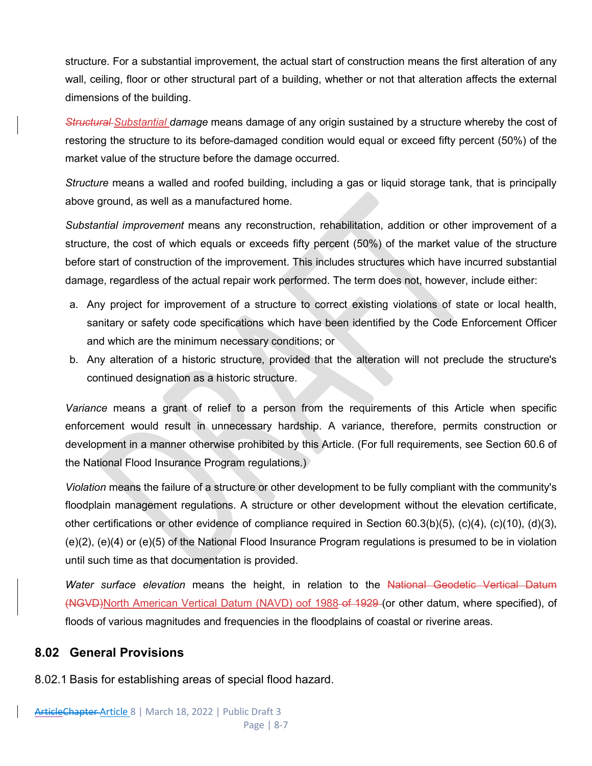structure. For a substantial improvement, the actual start of construction means the first alteration of any wall, ceiling, floor or other structural part of a building, whether or not that alteration affects the external dimensions of the building.

~~*Structural*~~ *Substantial damage* means damage of any origin sustained by a structure whereby the cost of restoring the structure to its before-damaged condition would equal or exceed fifty percent (50%) of the market value of the structure before the damage occurred.

*Structure* means a walled and roofed building, including a gas or liquid storage tank, that is principally above ground, as well as a manufactured home.

*Substantial improvement* means any reconstruction, rehabilitation, addition or other improvement of a structure, the cost of which equals or exceeds fifty percent (50%) of the market value of the structure before start of construction of the improvement. This includes structures which have incurred substantial damage, regardless of the actual repair work performed. The term does not, however, include either:

a. Any project for improvement of a structure to correct existing violations of state or local health, sanitary or safety code specifications which have been identified by the Code Enforcement Officer and which are the minimum necessary conditions; or
b. Any alteration of a historic structure, provided that the alteration will not preclude the structure's continued designation as a historic structure.

*Variance* means a grant of relief to a person from the requirements of this Article when specific enforcement would result in unnecessary hardship. A variance, therefore, permits construction or development in a manner otherwise prohibited by this Article. (For full requirements, see Section 60.6 of the National Flood Insurance Program regulations.)

*Violation* means the failure of a structure or other development to be fully compliant with the community's floodplain management regulations. A structure or other development without the elevation certificate, other certifications or other evidence of compliance required in Section 60.3(b)(5), (c)(4), (c)(10), (d)(3), (e)(2), (e)(4) or (e)(5) of the National Flood Insurance Program regulations is presumed to be in violation until such time as that documentation is provided.

*Water surface elevation* means the height, in relation to the ~~National Geodetic Vertical Datum (NGVD)~~North American Vertical Datum (NAVD) oof 1988 ~~of 1929~~ (or other datum, where specified), of floods of various magnitudes and frequencies in the floodplains of coastal or riverine areas.

## 8.02 General Provisions

8.02.1 Basis for establishing areas of special flood hazard.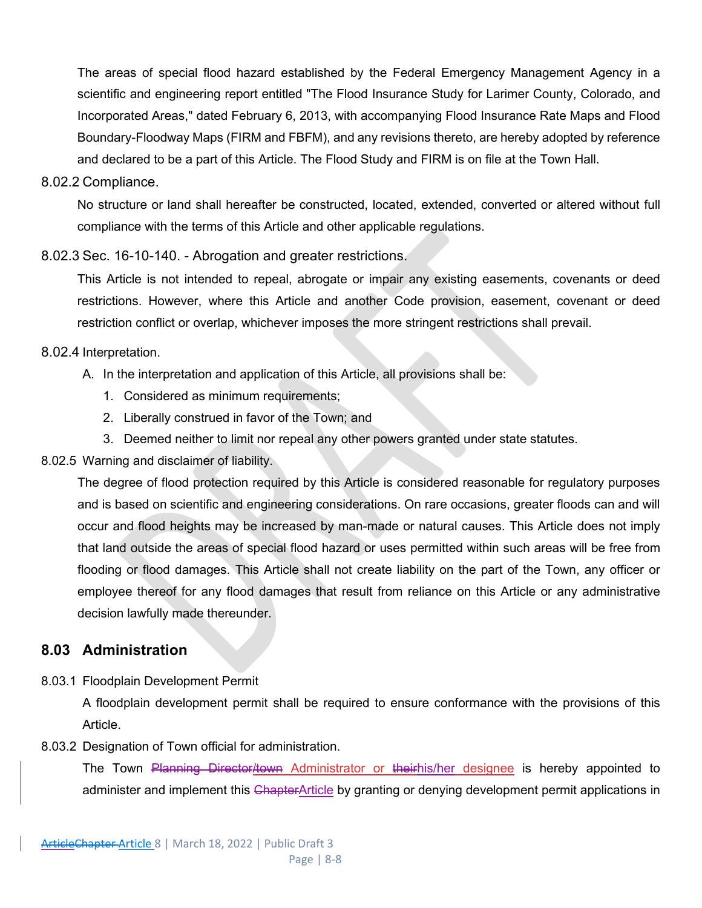The areas of special flood hazard established by the Federal Emergency Management Agency in a scientific and engineering report entitled "The Flood Insurance Study for Larimer County, Colorado, and Incorporated Areas," dated February 6, 2013, with accompanying Flood Insurance Rate Maps and Flood Boundary-Floodway Maps (FIRM and FBFM), and any revisions thereto, are hereby adopted by reference and declared to be a part of this Article. The Flood Study and FIRM is on file at the Town Hall.

8.02.2 Compliance.

No structure or land shall hereafter be constructed, located, extended, converted or altered without full compliance with the terms of this Article and other applicable regulations.

8.02.3 Sec. 16-10-140. - Abrogation and greater restrictions.

This Article is not intended to repeal, abrogate or impair any existing easements, covenants or deed restrictions. However, where this Article and another Code provision, easement, covenant or deed restriction conflict or overlap, whichever imposes the more stringent restrictions shall prevail.

8.02.4 Interpretation.

A. In the interpretation and application of this Article, all provisions shall be:
   1. Considered as minimum requirements;
   2. Liberally construed in favor of the Town; and
   3. Deemed neither to limit nor repeal any other powers granted under state statutes.

8.02.5 Warning and disclaimer of liability.

The degree of flood protection required by this Article is considered reasonable for regulatory purposes and is based on scientific and engineering considerations. On rare occasions, greater floods can and will occur and flood heights may be increased by man-made or natural causes. This Article does not imply that land outside the areas of special flood hazard or uses permitted within such areas will be free from flooding or flood damages. This Article shall not create liability on the part of the Town, any officer or employee thereof for any flood damages that result from reliance on this Article or any administrative decision lawfully made thereunder.

## 8.03 Administration

8.03.1 Floodplain Development Permit

A floodplain development permit shall be required to ensure conformance with the provisions of this Article.

8.03.2 Designation of Town official for administration.

The Town ~~Planning Director/town~~ Administrator or ~~their~~his/her designee is hereby appointed to administer and implement this ~~Chapter~~Article by granting or denying development permit applications in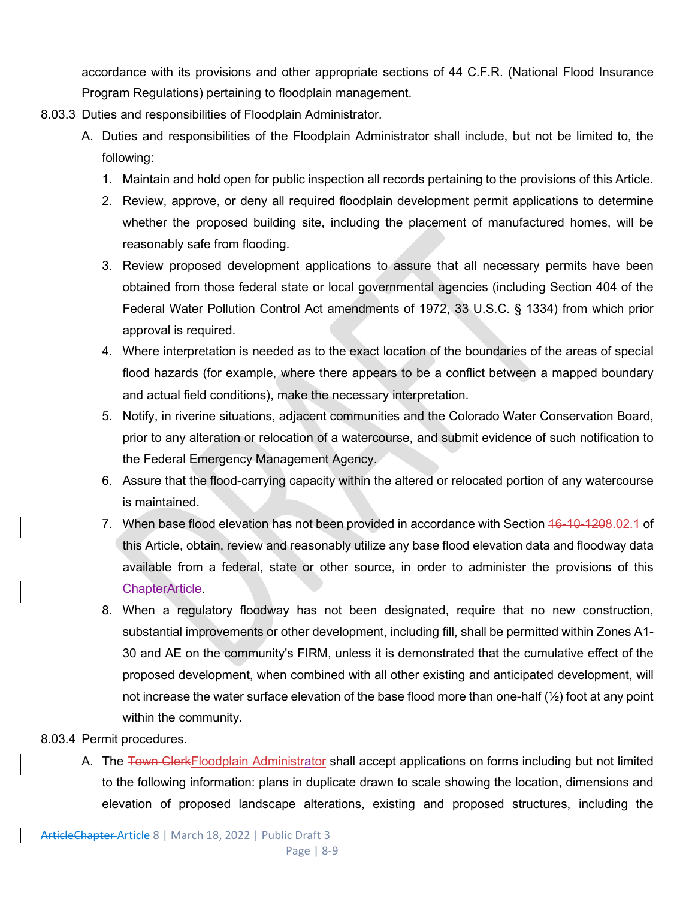accordance with its provisions and other appropriate sections of 44 C.F.R. (National Flood Insurance Program Regulations) pertaining to floodplain management.

8.03.3 Duties and responsibilities of Floodplain Administrator.

A. Duties and responsibilities of the Floodplain Administrator shall include, but not be limited to, the following:

1. Maintain and hold open for public inspection all records pertaining to the provisions of this Article.
2. Review, approve, or deny all required floodplain development permit applications to determine whether the proposed building site, including the placement of manufactured homes, will be reasonably safe from flooding.
3. Review proposed development applications to assure that all necessary permits have been obtained from those federal state or local governmental agencies (including Section 404 of the Federal Water Pollution Control Act amendments of 1972, 33 U.S.C. § 1334) from which prior approval is required.
4. Where interpretation is needed as to the exact location of the boundaries of the areas of special flood hazards (for example, where there appears to be a conflict between a mapped boundary and actual field conditions), make the necessary interpretation.
5. Notify, in riverine situations, adjacent communities and the Colorado Water Conservation Board, prior to any alteration or relocation of a watercourse, and submit evidence of such notification to the Federal Emergency Management Agency.
6. Assure that the flood-carrying capacity within the altered or relocated portion of any watercourse is maintained.
7. When base flood elevation has not been provided in accordance with Section ~~16-10-120~~8.02.1 of this Article, obtain, review and reasonably utilize any base flood elevation data and floodway data available from a federal, state or other source, in order to administer the provisions of this ~~Chapter~~Article.
8. When a regulatory floodway has not been designated, require that no new construction, substantial improvements or other development, including fill, shall be permitted within Zones A1-30 and AE on the community's FIRM, unless it is demonstrated that the cumulative effect of the proposed development, when combined with all other existing and anticipated development, will not increase the water surface elevation of the base flood more than one-half (½) foot at any point within the community.

8.03.4 Permit procedures.

A. The ~~Town Clerk~~Floodplain Administrator shall accept applications on forms including but not limited to the following information: plans in duplicate drawn to scale showing the location, dimensions and elevation of proposed landscape alterations, existing and proposed structures, including the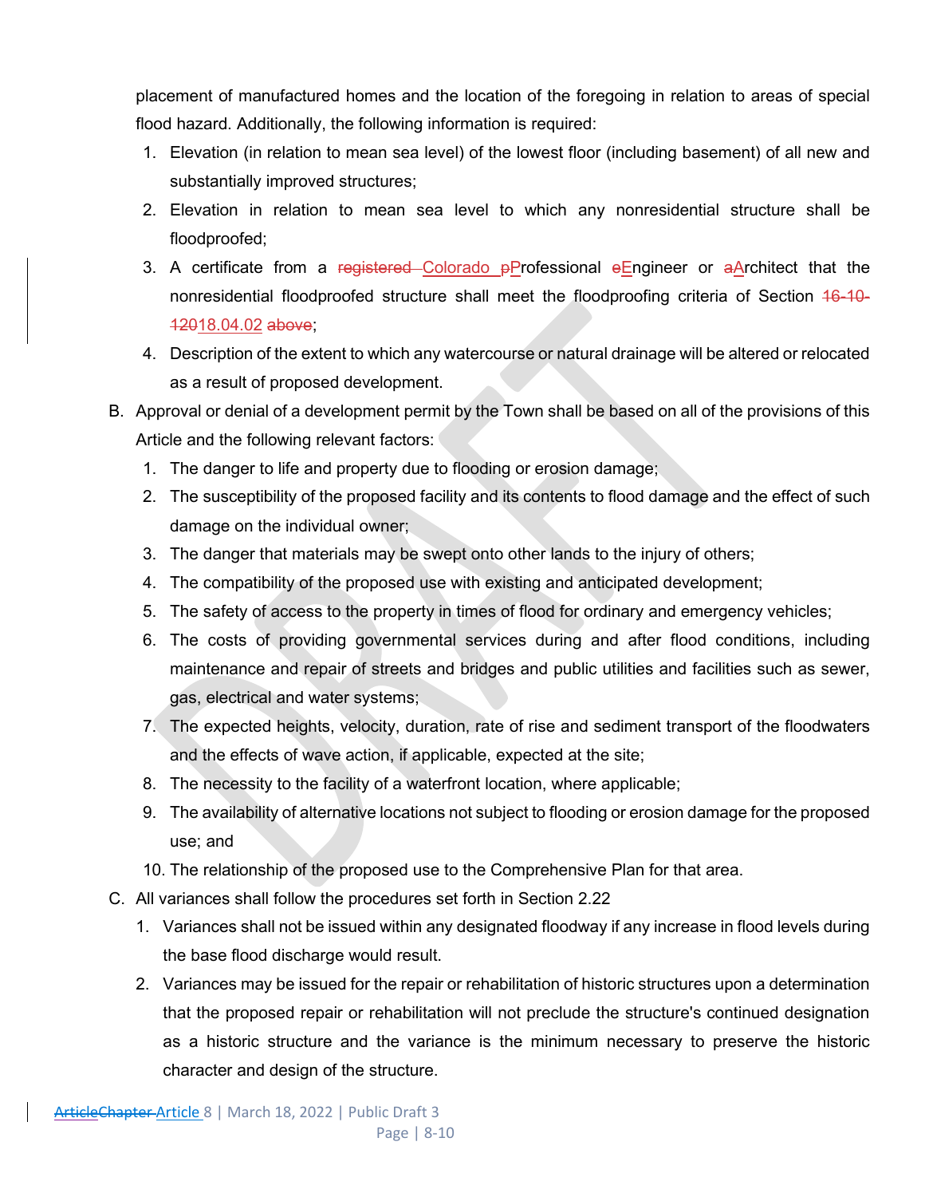placement of manufactured homes and the location of the foregoing in relation to areas of special flood hazard. Additionally, the following information is required:

1. Elevation (in relation to mean sea level) of the lowest floor (including basement) of all new and substantially improved structures;
2. Elevation in relation to mean sea level to which any nonresidential structure shall be floodproofed;
3. A certificate from a ~~registered~~ Colorado ~~p~~Professional ~~e~~Engineer or ~~a~~Architect that the nonresidential floodproofed structure shall meet the floodproofing criteria of Section ~~16-10-120~~18.04.02 ~~above~~;
4. Description of the extent to which any watercourse or natural drainage will be altered or relocated as a result of proposed development.

B. Approval or denial of a development permit by the Town shall be based on all of the provisions of this Article and the following relevant factors:

1. The danger to life and property due to flooding or erosion damage;
2. The susceptibility of the proposed facility and its contents to flood damage and the effect of such damage on the individual owner;
3. The danger that materials may be swept onto other lands to the injury of others;
4. The compatibility of the proposed use with existing and anticipated development;
5. The safety of access to the property in times of flood for ordinary and emergency vehicles;
6. The costs of providing governmental services during and after flood conditions, including maintenance and repair of streets and bridges and public utilities and facilities such as sewer, gas, electrical and water systems;
7. The expected heights, velocity, duration, rate of rise and sediment transport of the floodwaters and the effects of wave action, if applicable, expected at the site;
8. The necessity to the facility of a waterfront location, where applicable;
9. The availability of alternative locations not subject to flooding or erosion damage for the proposed use; and
10. The relationship of the proposed use to the Comprehensive Plan for that area.

C. All variances shall follow the procedures set forth in Section 2.22

1. Variances shall not be issued within any designated floodway if any increase in flood levels during the base flood discharge would result.
2. Variances may be issued for the repair or rehabilitation of historic structures upon a determination that the proposed repair or rehabilitation will not preclude the structure's continued designation as a historic structure and the variance is the minimum necessary to preserve the historic character and design of the structure.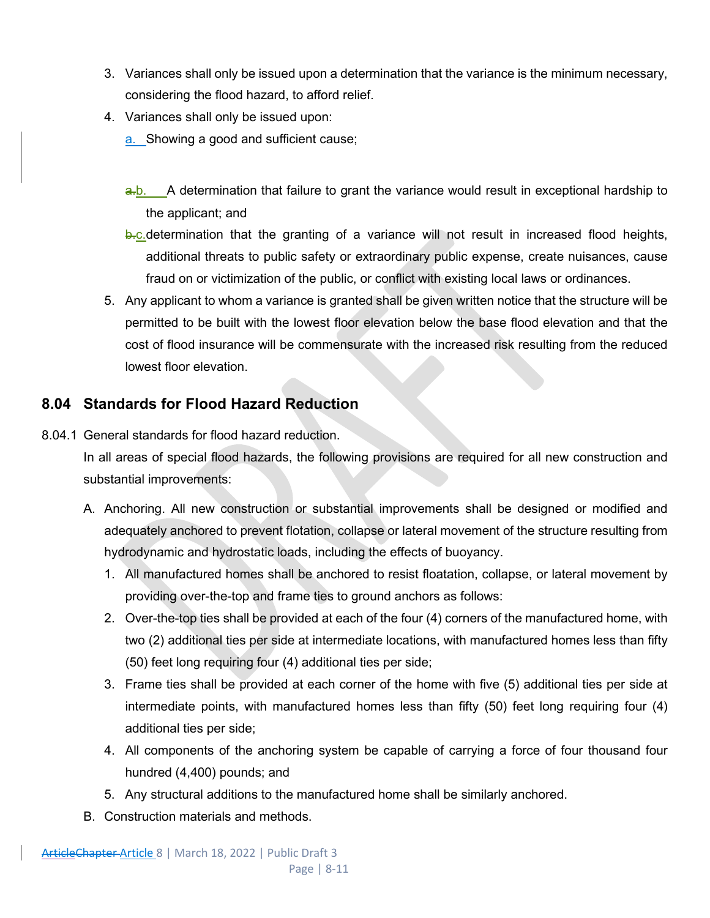3. Variances shall only be issued upon a determination that the variance is the minimum necessary, considering the flood hazard, to afford relief.
4. Variances shall only be issued upon:
   a. Showing a good and sufficient cause;

   b. A determination that failure to grant the variance would result in exceptional hardship to the applicant; and
   c. determination that the granting of a variance will not result in increased flood heights, additional threats to public safety or extraordinary public expense, create nuisances, cause fraud on or victimization of the public, or conflict with existing local laws or ordinances.
5. Any applicant to whom a variance is granted shall be given written notice that the structure will be permitted to be built with the lowest floor elevation below the base flood elevation and that the cost of flood insurance will be commensurate with the increased risk resulting from the reduced lowest floor elevation.

## 8.04 Standards for Flood Hazard Reduction

8.04.1 General standards for flood hazard reduction.

In all areas of special flood hazards, the following provisions are required for all new construction and substantial improvements:

A. Anchoring. All new construction or substantial improvements shall be designed or modified and adequately anchored to prevent flotation, collapse or lateral movement of the structure resulting from hydrodynamic and hydrostatic loads, including the effects of buoyancy.
   1. All manufactured homes shall be anchored to resist floatation, collapse, or lateral movement by providing over-the-top and frame ties to ground anchors as follows:
   2. Over-the-top ties shall be provided at each of the four (4) corners of the manufactured home, with two (2) additional ties per side at intermediate locations, with manufactured homes less than fifty (50) feet long requiring four (4) additional ties per side;
   3. Frame ties shall be provided at each corner of the home with five (5) additional ties per side at intermediate points, with manufactured homes less than fifty (50) feet long requiring four (4) additional ties per side;
   4. All components of the anchoring system be capable of carrying a force of four thousand four hundred (4,400) pounds; and
   5. Any structural additions to the manufactured home shall be similarly anchored.

B. Construction materials and methods.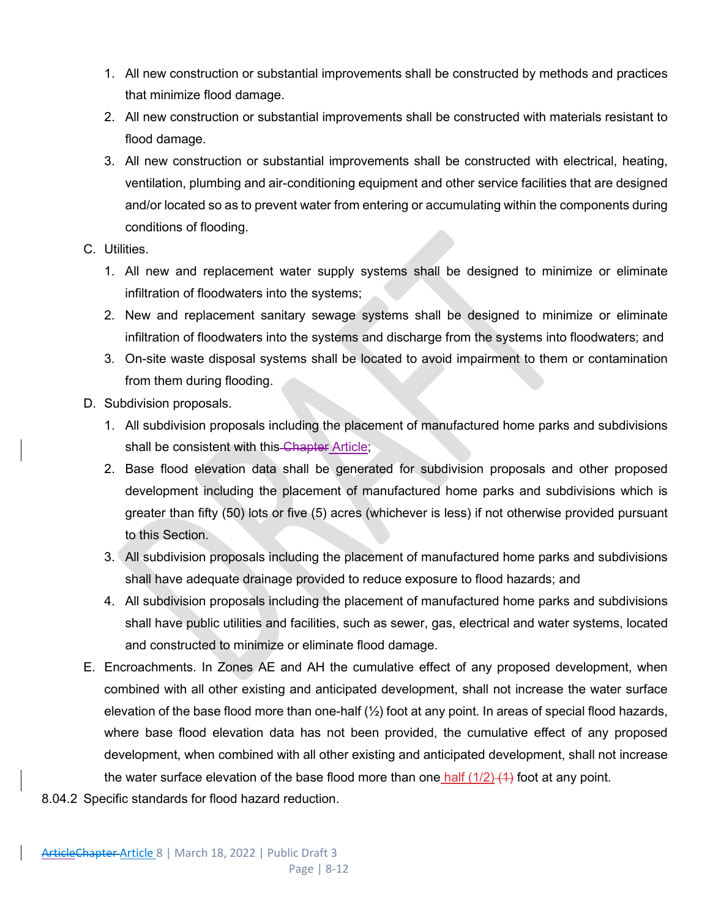1. All new construction or substantial improvements shall be constructed by methods and practices that minimize flood damage.
2. All new construction or substantial improvements shall be constructed with materials resistant to flood damage.
3. All new construction or substantial improvements shall be constructed with electrical, heating, ventilation, plumbing and air-conditioning equipment and other service facilities that are designed and/or located so as to prevent water from entering or accumulating within the components during conditions of flooding.

C. Utilities.

1. All new and replacement water supply systems shall be designed to minimize or eliminate infiltration of floodwaters into the systems;
2. New and replacement sanitary sewage systems shall be designed to minimize or eliminate infiltration of floodwaters into the systems and discharge from the systems into floodwaters; and
3. On-site waste disposal systems shall be located to avoid impairment to them or contamination from them during flooding.

D. Subdivision proposals.

1. All subdivision proposals including the placement of manufactured home parks and subdivisions shall be consistent with this ~~Chapter~~ Article;
2. Base flood elevation data shall be generated for subdivision proposals and other proposed development including the placement of manufactured home parks and subdivisions which is greater than fifty (50) lots or five (5) acres (whichever is less) if not otherwise provided pursuant to this Section.
3. All subdivision proposals including the placement of manufactured home parks and subdivisions shall have adequate drainage provided to reduce exposure to flood hazards; and
4. All subdivision proposals including the placement of manufactured home parks and subdivisions shall have public utilities and facilities, such as sewer, gas, electrical and water systems, located and constructed to minimize or eliminate flood damage.

E. Encroachments. In Zones AE and AH the cumulative effect of any proposed development, when combined with all other existing and anticipated development, shall not increase the water surface elevation of the base flood more than one-half (½) foot at any point. In areas of special flood hazards, where base flood elevation data has not been provided, the cumulative effect of any proposed development, when combined with all other existing and anticipated development, shall not increase the water surface elevation of the base flood more than one half (1/2) ~~(1)~~ foot at any point.

8.04.2 Specific standards for flood hazard reduction.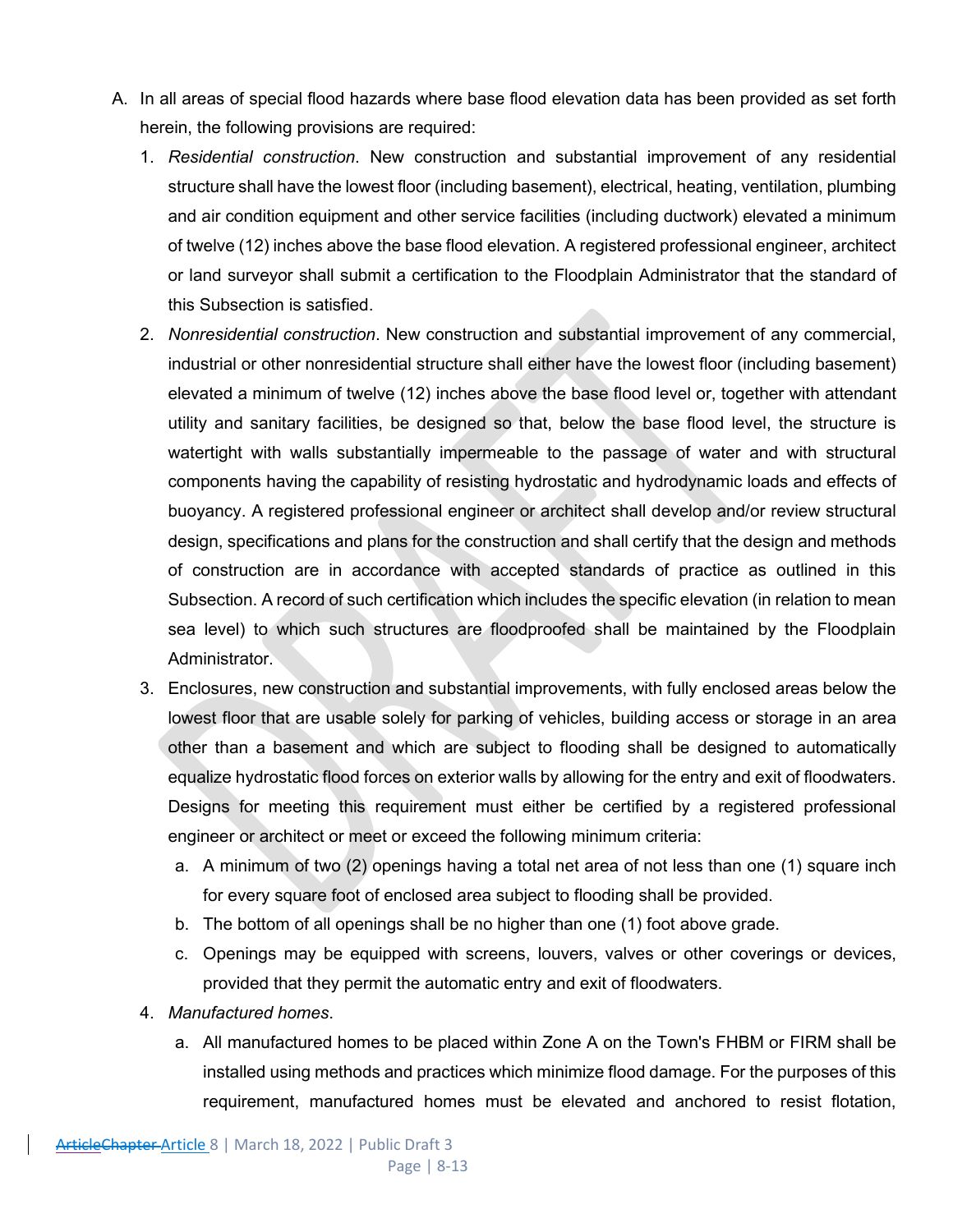A. In all areas of special flood hazards where base flood elevation data has been provided as set forth herein, the following provisions are required:

   1. *Residential construction*. New construction and substantial improvement of any residential structure shall have the lowest floor (including basement), electrical, heating, ventilation, plumbing and air condition equipment and other service facilities (including ductwork) elevated a minimum of twelve (12) inches above the base flood elevation. A registered professional engineer, architect or land surveyor shall submit a certification to the Floodplain Administrator that the standard of this Subsection is satisfied.

   2. *Nonresidential construction*. New construction and substantial improvement of any commercial, industrial or other nonresidential structure shall either have the lowest floor (including basement) elevated a minimum of twelve (12) inches above the base flood level or, together with attendant utility and sanitary facilities, be designed so that, below the base flood level, the structure is watertight with walls substantially impermeable to the passage of water and with structural components having the capability of resisting hydrostatic and hydrodynamic loads and effects of buoyancy. A registered professional engineer or architect shall develop and/or review structural design, specifications and plans for the construction and shall certify that the design and methods of construction are in accordance with accepted standards of practice as outlined in this Subsection. A record of such certification which includes the specific elevation (in relation to mean sea level) to which such structures are floodproofed shall be maintained by the Floodplain Administrator.

   3. Enclosures, new construction and substantial improvements, with fully enclosed areas below the lowest floor that are usable solely for parking of vehicles, building access or storage in an area other than a basement and which are subject to flooding shall be designed to automatically equalize hydrostatic flood forces on exterior walls by allowing for the entry and exit of floodwaters. Designs for meeting this requirement must either be certified by a registered professional engineer or architect or meet or exceed the following minimum criteria:

      a. A minimum of two (2) openings having a total net area of not less than one (1) square inch for every square foot of enclosed area subject to flooding shall be provided.

      b. The bottom of all openings shall be no higher than one (1) foot above grade.

      c. Openings may be equipped with screens, louvers, valves or other coverings or devices, provided that they permit the automatic entry and exit of floodwaters.

   4. *Manufactured homes*.

      a. All manufactured homes to be placed within Zone A on the Town's FHBM or FIRM shall be installed using methods and practices which minimize flood damage. For the purposes of this requirement, manufactured homes must be elevated and anchored to resist flotation,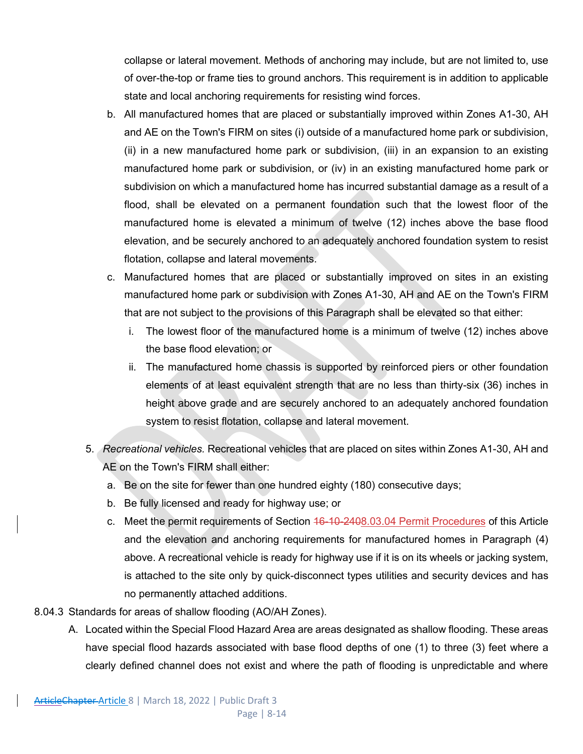collapse or lateral movement. Methods of anchoring may include, but are not limited to, use of over-the-top or frame ties to ground anchors. This requirement is in addition to applicable state and local anchoring requirements for resisting wind forces.

b. All manufactured homes that are placed or substantially improved within Zones A1-30, AH and AE on the Town's FIRM on sites (i) outside of a manufactured home park or subdivision, (ii) in a new manufactured home park or subdivision, (iii) in an expansion to an existing manufactured home park or subdivision, or (iv) in an existing manufactured home park or subdivision on which a manufactured home has incurred substantial damage as a result of a flood, shall be elevated on a permanent foundation such that the lowest floor of the manufactured home is elevated a minimum of twelve (12) inches above the base flood elevation, and be securely anchored to an adequately anchored foundation system to resist flotation, collapse and lateral movements.

c. Manufactured homes that are placed or substantially improved on sites in an existing manufactured home park or subdivision with Zones A1-30, AH and AE on the Town's FIRM that are not subject to the provisions of this Paragraph shall be elevated so that either:

   i. The lowest floor of the manufactured home is a minimum of twelve (12) inches above the base flood elevation; or

   ii. The manufactured home chassis is supported by reinforced piers or other foundation elements of at least equivalent strength that are no less than thirty-six (36) inches in height above grade and are securely anchored to an adequately anchored foundation system to resist flotation, collapse and lateral movement.

5. *Recreational vehicles.* Recreational vehicles that are placed on sites within Zones A1-30, AH and AE on the Town's FIRM shall either:

   a. Be on the site for fewer than one hundred eighty (180) consecutive days;

   b. Be fully licensed and ready for highway use; or

   c. Meet the permit requirements of Section ~~16-10-240~~8.03.04 Permit Procedures of this Article and the elevation and anchoring requirements for manufactured homes in Paragraph (4) above. A recreational vehicle is ready for highway use if it is on its wheels or jacking system, is attached to the site only by quick-disconnect types utilities and security devices and has no permanently attached additions.

8.04.3 Standards for areas of shallow flooding (AO/AH Zones).

A. Located within the Special Flood Hazard Area are areas designated as shallow flooding. These areas have special flood hazards associated with base flood depths of one (1) to three (3) feet where a clearly defined channel does not exist and where the path of flooding is unpredictable and where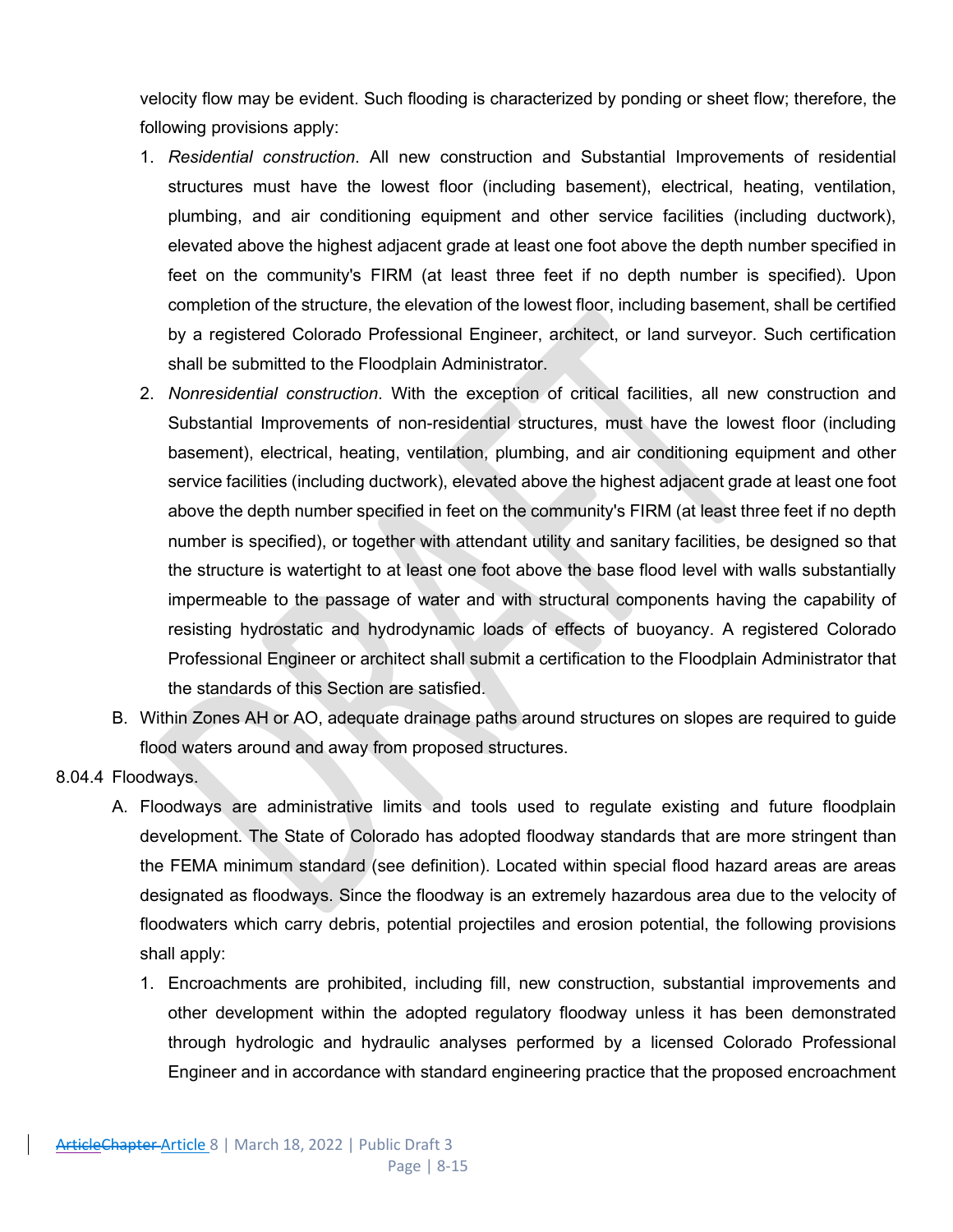velocity flow may be evident. Such flooding is characterized by ponding or sheet flow; therefore, the following provisions apply:

1. *Residential construction*. All new construction and Substantial Improvements of residential structures must have the lowest floor (including basement), electrical, heating, ventilation, plumbing, and air conditioning equipment and other service facilities (including ductwork), elevated above the highest adjacent grade at least one foot above the depth number specified in feet on the community's FIRM (at least three feet if no depth number is specified). Upon completion of the structure, the elevation of the lowest floor, including basement, shall be certified by a registered Colorado Professional Engineer, architect, or land surveyor. Such certification shall be submitted to the Floodplain Administrator.
2. *Nonresidential construction*. With the exception of critical facilities, all new construction and Substantial Improvements of non-residential structures, must have the lowest floor (including basement), electrical, heating, ventilation, plumbing, and air conditioning equipment and other service facilities (including ductwork), elevated above the highest adjacent grade at least one foot above the depth number specified in feet on the community's FIRM (at least three feet if no depth number is specified), or together with attendant utility and sanitary facilities, be designed so that the structure is watertight to at least one foot above the base flood level with walls substantially impermeable to the passage of water and with structural components having the capability of resisting hydrostatic and hydrodynamic loads of effects of buoyancy. A registered Colorado Professional Engineer or architect shall submit a certification to the Floodplain Administrator that the standards of this Section are satisfied.

B. Within Zones AH or AO, adequate drainage paths around structures on slopes are required to guide flood waters around and away from proposed structures.

8.04.4 Floodways.

A. Floodways are administrative limits and tools used to regulate existing and future floodplain development. The State of Colorado has adopted floodway standards that are more stringent than the FEMA minimum standard (see definition). Located within special flood hazard areas are areas designated as floodways. Since the floodway is an extremely hazardous area due to the velocity of floodwaters which carry debris, potential projectiles and erosion potential, the following provisions shall apply:

1. Encroachments are prohibited, including fill, new construction, substantial improvements and other development within the adopted regulatory floodway unless it has been demonstrated through hydrologic and hydraulic analyses performed by a licensed Colorado Professional Engineer and in accordance with standard engineering practice that the proposed encroachment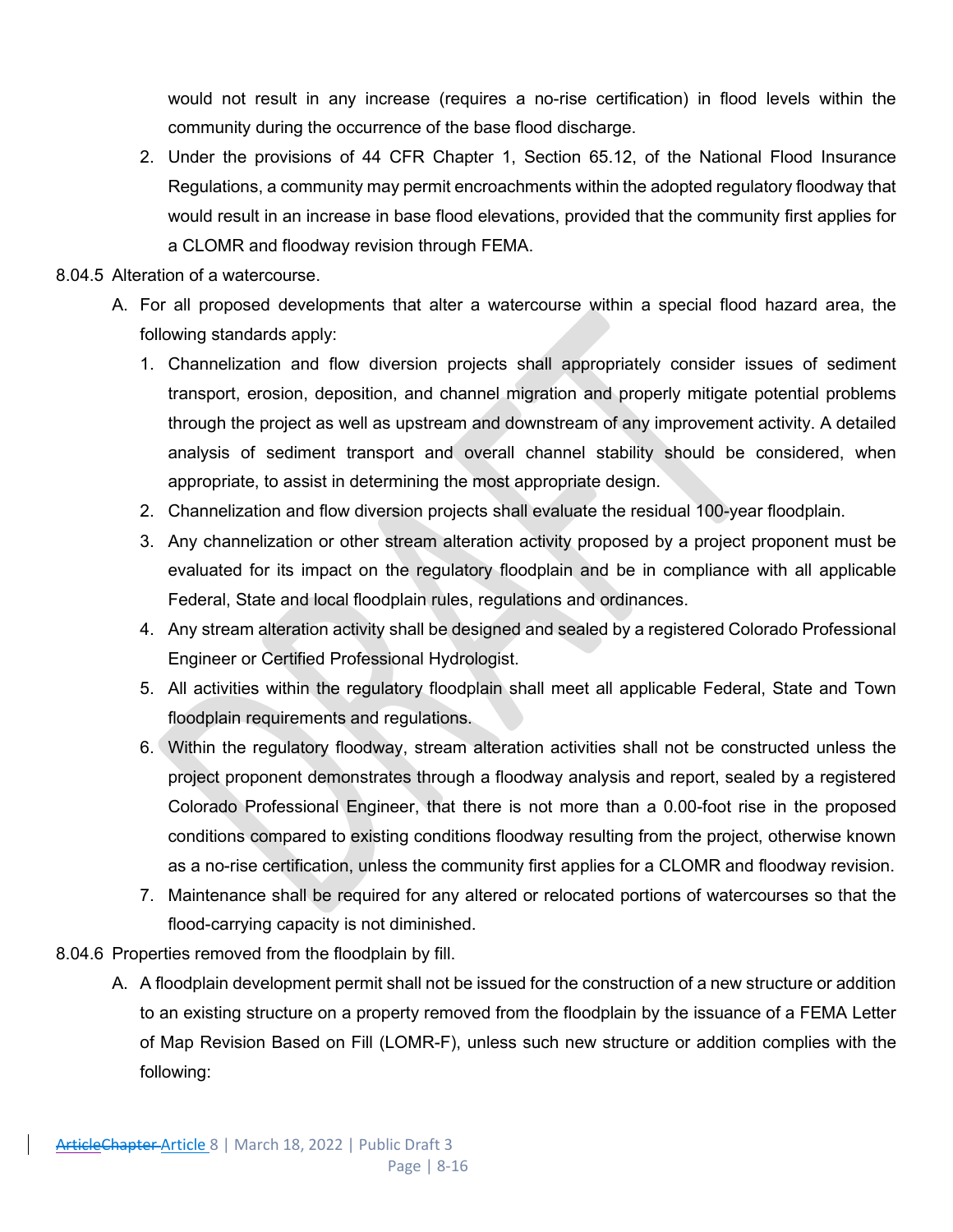would not result in any increase (requires a no-rise certification) in flood levels within the community during the occurrence of the base flood discharge.

2. Under the provisions of 44 CFR Chapter 1, Section 65.12, of the National Flood Insurance Regulations, a community may permit encroachments within the adopted regulatory floodway that would result in an increase in base flood elevations, provided that the community first applies for a CLOMR and floodway revision through FEMA.

8.04.5 Alteration of a watercourse.

A. For all proposed developments that alter a watercourse within a special flood hazard area, the following standards apply:

1. Channelization and flow diversion projects shall appropriately consider issues of sediment transport, erosion, deposition, and channel migration and properly mitigate potential problems through the project as well as upstream and downstream of any improvement activity. A detailed analysis of sediment transport and overall channel stability should be considered, when appropriate, to assist in determining the most appropriate design.
2. Channelization and flow diversion projects shall evaluate the residual 100-year floodplain.
3. Any channelization or other stream alteration activity proposed by a project proponent must be evaluated for its impact on the regulatory floodplain and be in compliance with all applicable Federal, State and local floodplain rules, regulations and ordinances.
4. Any stream alteration activity shall be designed and sealed by a registered Colorado Professional Engineer or Certified Professional Hydrologist.
5. All activities within the regulatory floodplain shall meet all applicable Federal, State and Town floodplain requirements and regulations.
6. Within the regulatory floodway, stream alteration activities shall not be constructed unless the project proponent demonstrates through a floodway analysis and report, sealed by a registered Colorado Professional Engineer, that there is not more than a 0.00-foot rise in the proposed conditions compared to existing conditions floodway resulting from the project, otherwise known as a no-rise certification, unless the community first applies for a CLOMR and floodway revision.
7. Maintenance shall be required for any altered or relocated portions of watercourses so that the flood-carrying capacity is not diminished.

8.04.6 Properties removed from the floodplain by fill.

A. A floodplain development permit shall not be issued for the construction of a new structure or addition to an existing structure on a property removed from the floodplain by the issuance of a FEMA Letter of Map Revision Based on Fill (LOMR-F), unless such new structure or addition complies with the following: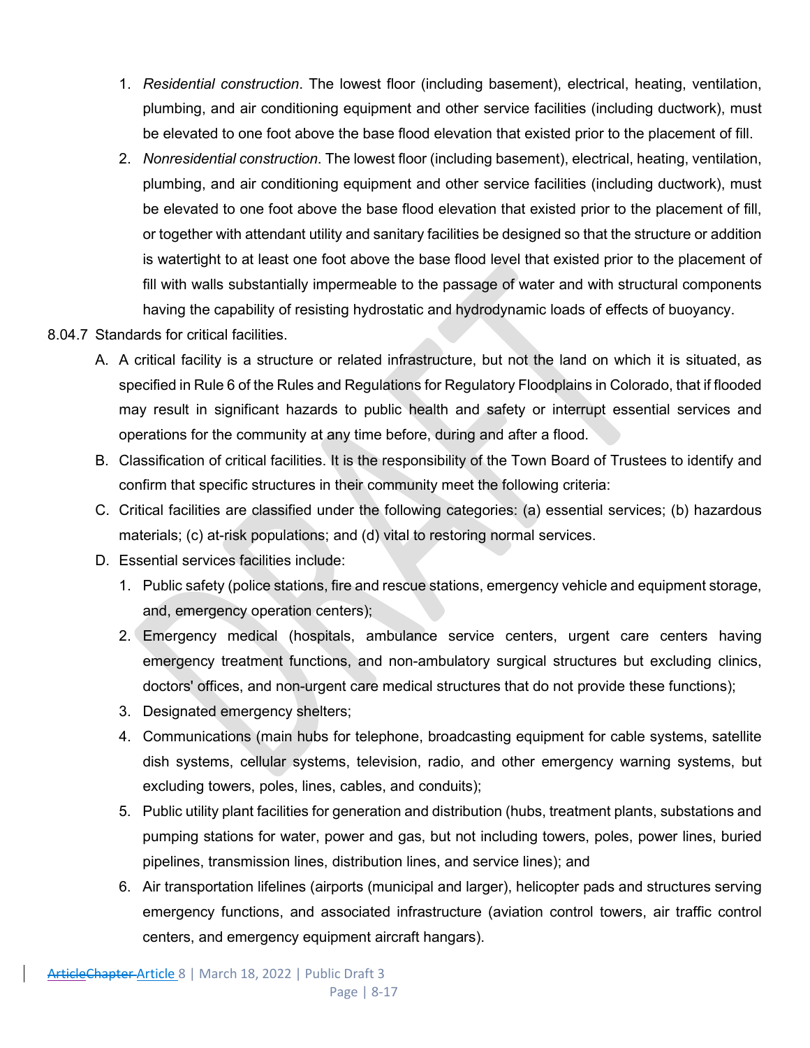1. *Residential construction*. The lowest floor (including basement), electrical, heating, ventilation, plumbing, and air conditioning equipment and other service facilities (including ductwork), must be elevated to one foot above the base flood elevation that existed prior to the placement of fill.
2. *Nonresidential construction*. The lowest floor (including basement), electrical, heating, ventilation, plumbing, and air conditioning equipment and other service facilities (including ductwork), must be elevated to one foot above the base flood elevation that existed prior to the placement of fill, or together with attendant utility and sanitary facilities be designed so that the structure or addition is watertight to at least one foot above the base flood level that existed prior to the placement of fill with walls substantially impermeable to the passage of water and with structural components having the capability of resisting hydrostatic and hydrodynamic loads of effects of buoyancy.

8.04.7 Standards for critical facilities.

A. A critical facility is a structure or related infrastructure, but not the land on which it is situated, as specified in Rule 6 of the Rules and Regulations for Regulatory Floodplains in Colorado, that if flooded may result in significant hazards to public health and safety or interrupt essential services and operations for the community at any time before, during and after a flood.

B. Classification of critical facilities. It is the responsibility of the Town Board of Trustees to identify and confirm that specific structures in their community meet the following criteria:

C. Critical facilities are classified under the following categories: (a) essential services; (b) hazardous materials; (c) at-risk populations; and (d) vital to restoring normal services.

D. Essential services facilities include:

1. Public safety (police stations, fire and rescue stations, emergency vehicle and equipment storage, and, emergency operation centers);
2. Emergency medical (hospitals, ambulance service centers, urgent care centers having emergency treatment functions, and non-ambulatory surgical structures but excluding clinics, doctors' offices, and non-urgent care medical structures that do not provide these functions);
3. Designated emergency shelters;
4. Communications (main hubs for telephone, broadcasting equipment for cable systems, satellite dish systems, cellular systems, television, radio, and other emergency warning systems, but excluding towers, poles, lines, cables, and conduits);
5. Public utility plant facilities for generation and distribution (hubs, treatment plants, substations and pumping stations for water, power and gas, but not including towers, poles, power lines, buried pipelines, transmission lines, distribution lines, and service lines); and
6. Air transportation lifelines (airports (municipal and larger), helicopter pads and structures serving emergency functions, and associated infrastructure (aviation control towers, air traffic control centers, and emergency equipment aircraft hangars).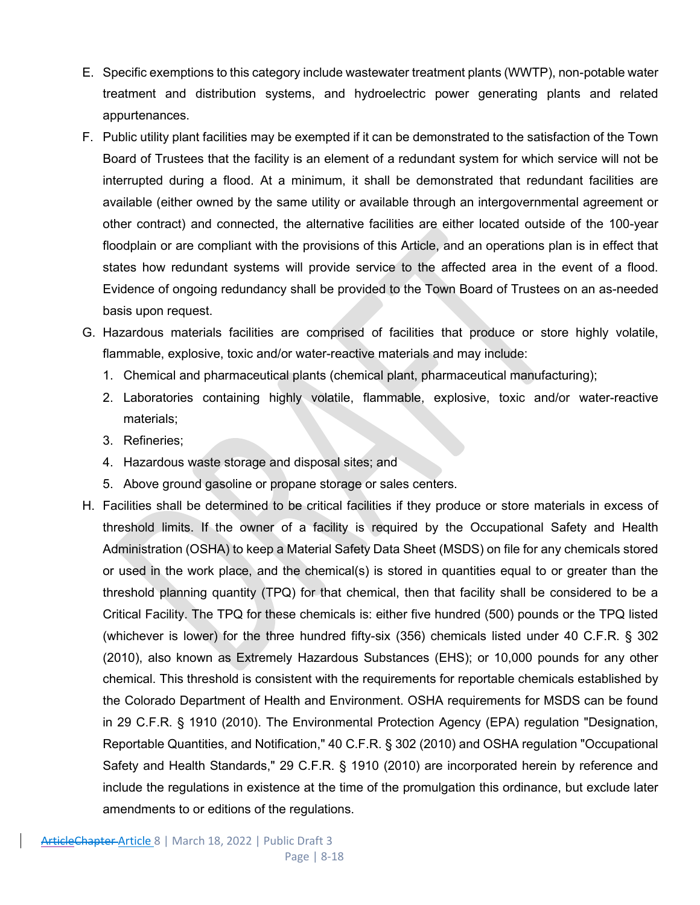E. Specific exemptions to this category include wastewater treatment plants (WWTP), non-potable water treatment and distribution systems, and hydroelectric power generating plants and related appurtenances.

F. Public utility plant facilities may be exempted if it can be demonstrated to the satisfaction of the Town Board of Trustees that the facility is an element of a redundant system for which service will not be interrupted during a flood. At a minimum, it shall be demonstrated that redundant facilities are available (either owned by the same utility or available through an intergovernmental agreement or other contract) and connected, the alternative facilities are either located outside of the 100-year floodplain or are compliant with the provisions of this Article, and an operations plan is in effect that states how redundant systems will provide service to the affected area in the event of a flood. Evidence of ongoing redundancy shall be provided to the Town Board of Trustees on an as-needed basis upon request.

G. Hazardous materials facilities are comprised of facilities that produce or store highly volatile, flammable, explosive, toxic and/or water-reactive materials and may include:

   1. Chemical and pharmaceutical plants (chemical plant, pharmaceutical manufacturing);
   2. Laboratories containing highly volatile, flammable, explosive, toxic and/or water-reactive materials;
   3. Refineries;
   4. Hazardous waste storage and disposal sites; and
   5. Above ground gasoline or propane storage or sales centers.

H. Facilities shall be determined to be critical facilities if they produce or store materials in excess of threshold limits. If the owner of a facility is required by the Occupational Safety and Health Administration (OSHA) to keep a Material Safety Data Sheet (MSDS) on file for any chemicals stored or used in the work place, and the chemical(s) is stored in quantities equal to or greater than the threshold planning quantity (TPQ) for that chemical, then that facility shall be considered to be a Critical Facility. The TPQ for these chemicals is: either five hundred (500) pounds or the TPQ listed (whichever is lower) for the three hundred fifty-six (356) chemicals listed under 40 C.F.R. § 302 (2010), also known as Extremely Hazardous Substances (EHS); or 10,000 pounds for any other chemical. This threshold is consistent with the requirements for reportable chemicals established by the Colorado Department of Health and Environment. OSHA requirements for MSDS can be found in 29 C.F.R. § 1910 (2010). The Environmental Protection Agency (EPA) regulation "Designation, Reportable Quantities, and Notification," 40 C.F.R. § 302 (2010) and OSHA regulation "Occupational Safety and Health Standards," 29 C.F.R. § 1910 (2010) are incorporated herein by reference and include the regulations in existence at the time of the promulgation this ordinance, but exclude later amendments to or editions of the regulations.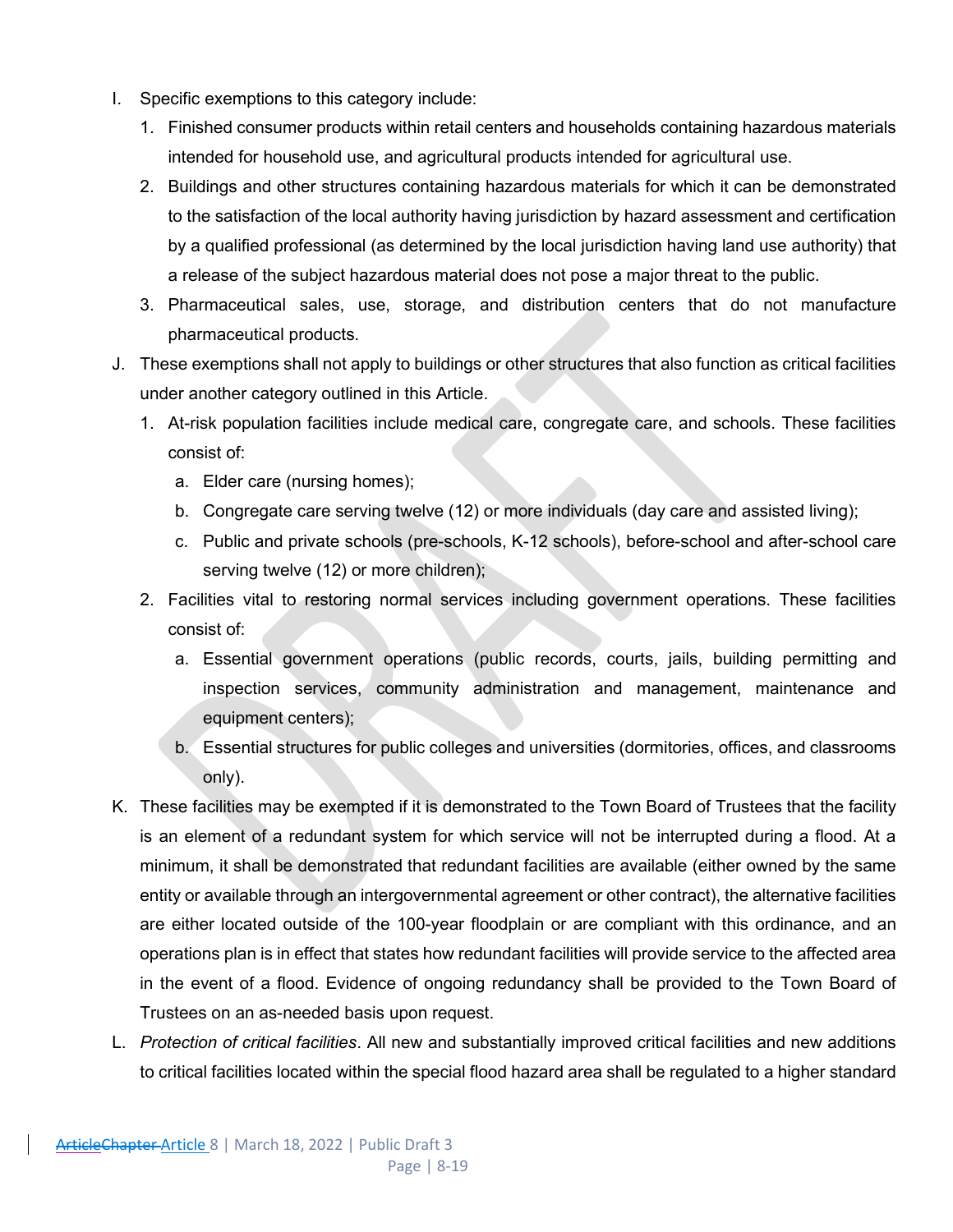I. Specific exemptions to this category include:

   1. Finished consumer products within retail centers and households containing hazardous materials intended for household use, and agricultural products intended for agricultural use.
   2. Buildings and other structures containing hazardous materials for which it can be demonstrated to the satisfaction of the local authority having jurisdiction by hazard assessment and certification by a qualified professional (as determined by the local jurisdiction having land use authority) that a release of the subject hazardous material does not pose a major threat to the public.
   3. Pharmaceutical sales, use, storage, and distribution centers that do not manufacture pharmaceutical products.

J. These exemptions shall not apply to buildings or other structures that also function as critical facilities under another category outlined in this Article.

   1. At-risk population facilities include medical care, congregate care, and schools. These facilities consist of:
      a. Elder care (nursing homes);
      b. Congregate care serving twelve (12) or more individuals (day care and assisted living);
      c. Public and private schools (pre-schools, K-12 schools), before-school and after-school care serving twelve (12) or more children);
   2. Facilities vital to restoring normal services including government operations. These facilities consist of:
      a. Essential government operations (public records, courts, jails, building permitting and inspection services, community administration and management, maintenance and equipment centers);
      b. Essential structures for public colleges and universities (dormitories, offices, and classrooms only).

K. These facilities may be exempted if it is demonstrated to the Town Board of Trustees that the facility is an element of a redundant system for which service will not be interrupted during a flood. At a minimum, it shall be demonstrated that redundant facilities are available (either owned by the same entity or available through an intergovernmental agreement or other contract), the alternative facilities are either located outside of the 100-year floodplain or are compliant with this ordinance, and an operations plan is in effect that states how redundant facilities will provide service to the affected area in the event of a flood. Evidence of ongoing redundancy shall be provided to the Town Board of Trustees on an as-needed basis upon request.

L. *Protection of critical facilities*. All new and substantially improved critical facilities and new additions to critical facilities located within the special flood hazard area shall be regulated to a higher standard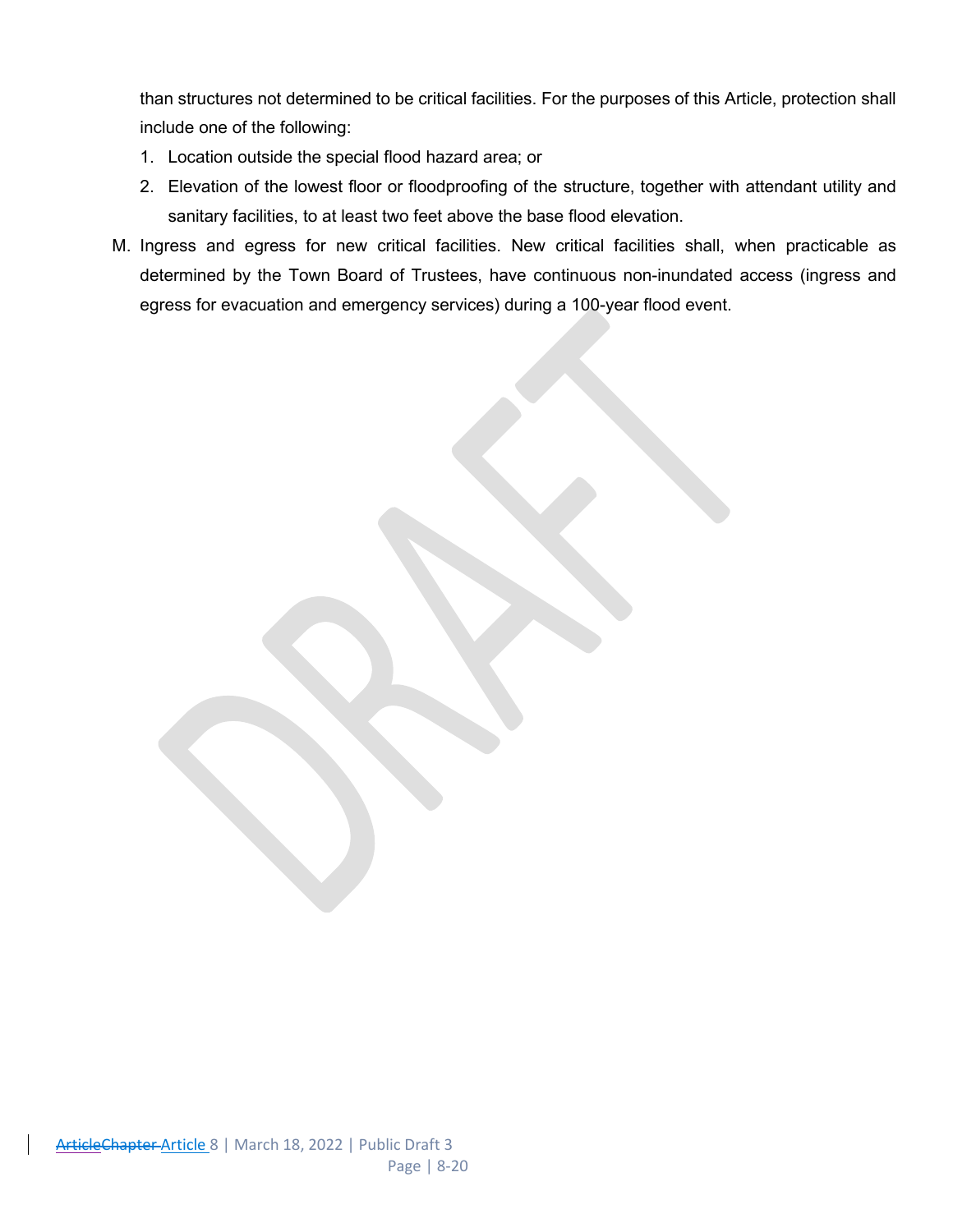than structures not determined to be critical facilities. For the purposes of this Article, protection shall include one of the following:

1. Location outside the special flood hazard area; or
2. Elevation of the lowest floor or floodproofing of the structure, together with attendant utility and sanitary facilities, to at least two feet above the base flood elevation.

M. Ingress and egress for new critical facilities. New critical facilities shall, when practicable as determined by the Town Board of Trustees, have continuous non-inundated access (ingress and egress for evacuation and emergency services) during a 100-year flood event.